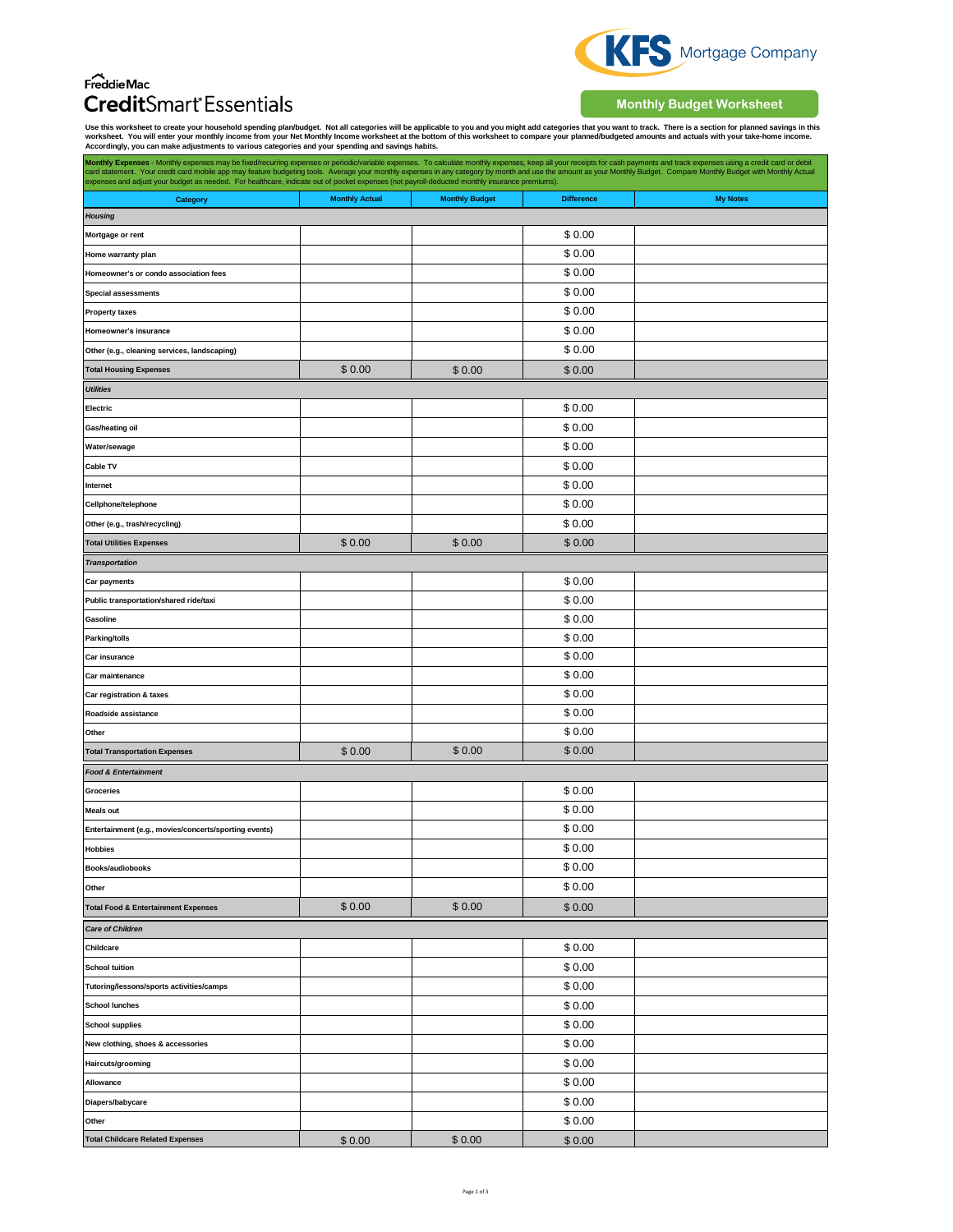Freddie Mac

# CreditSmart® Essentials

KFS Mortgage Company

## Monthly Budget Worksheet

**Use this worksheet to create your household spending plan/budget. Not all categories will be applicable to you and you might add categories that you want to track. There is a section for planned savings in this worksheet. You will enter your monthly income from your Net Monthly Income worksheet at the bottom of this worksheet to compare your planned/budgeted amounts and actuals with your take-home income. Accordingly, you can make adjustments to various categories and your spending and savings habits.**

**Monthly Expenses** - Monthly expenses may be fixed/recurring expenses or periodic/variable expenses. To calculate monthly expenses, keep all your receipts for cash payments and track expenses using a credit card or debit card statement. Your credit card mobile app may feature budgeting tools. Average your monthly expenses in any category by month and use the amount as your Monthly Budget. Compare Monthly Budget with Monthly Actual expenses and adjust your budget as needed. For healthcare, indicate out of pocket expenses (not payroll-deducted monthly insurance premiums).

| Category | Monthly Actual | Monthly Budget | Difference | My Notes |
|---|---|---|---|---|
| ***Housing*** | | | | |
| Mortgage or rent | | | $ 0.00 | |
| Home warranty plan | | | $ 0.00 | |
| Homeowner's or condo association fees | | | $ 0.00 | |
| Special assessments | | | $ 0.00 | |
| Property taxes | | | $ 0.00 | |
| Homeowner's insurance | | | $ 0.00 | |
| Other (e.g., cleaning services, landscaping) | | | $ 0.00 | |
| **Total Housing Expenses** | $ 0.00 | $ 0.00 | $ 0.00 | |
| ***Utilities*** | | | | |
| Electric | | | $ 0.00 | |
| Gas/heating oil | | | $ 0.00 | |
| Water/sewage | | | $ 0.00 | |
| Cable TV | | | $ 0.00 | |
| Internet | | | $ 0.00 | |
| Cellphone/telephone | | | $ 0.00 | |
| Other (e.g., trash/recycling) | | | $ 0.00 | |
| **Total Utilities Expenses** | $ 0.00 | $ 0.00 | $ 0.00 | |
| ***Transportation*** | | | | |
| Car payments | | | $ 0.00 | |
| Public transportation/shared ride/taxi | | | $ 0.00 | |
| Gasoline | | | $ 0.00 | |
| Parking/tolls | | | $ 0.00 | |
| Car insurance | | | $ 0.00 | |
| Car maintenance | | | $ 0.00 | |
| Car registration & taxes | | | $ 0.00 | |
| Roadside assistance | | | $ 0.00 | |
| Other | | | $ 0.00 | |
| **Total Transportation Expenses** | $ 0.00 | $ 0.00 | $ 0.00 | |
| ***Food & Entertainment*** | | | | |
| Groceries | | | $ 0.00 | |
| Meals out | | | $ 0.00 | |
| Entertainment (e.g., movies/concerts/sporting events) | | | $ 0.00 | |
| Hobbies | | | $ 0.00 | |
| Books/audiobooks | | | $ 0.00 | |
| Other | | | $ 0.00 | |
| **Total Food & Entertainment Expenses** | $ 0.00 | $ 0.00 | $ 0.00 | |
| ***Care of Children*** | | | | |
| Childcare | | | $ 0.00 | |
| School tuition | | | $ 0.00 | |
| Tutoring/lessons/sports activities/camps | | | $ 0.00 | |
| School lunches | | | $ 0.00 | |
| School supplies | | | $ 0.00 | |
| New clothing, shoes & accessories | | | $ 0.00 | |
| Haircuts/grooming | | | $ 0.00 | |
| Allowance | | | $ 0.00 | |
| Diapers/babycare | | | $ 0.00 | |
| Other | | | $ 0.00 | |
| **Total Childcare Related Expenses** | $ 0.00 | $ 0.00 | $ 0.00 | |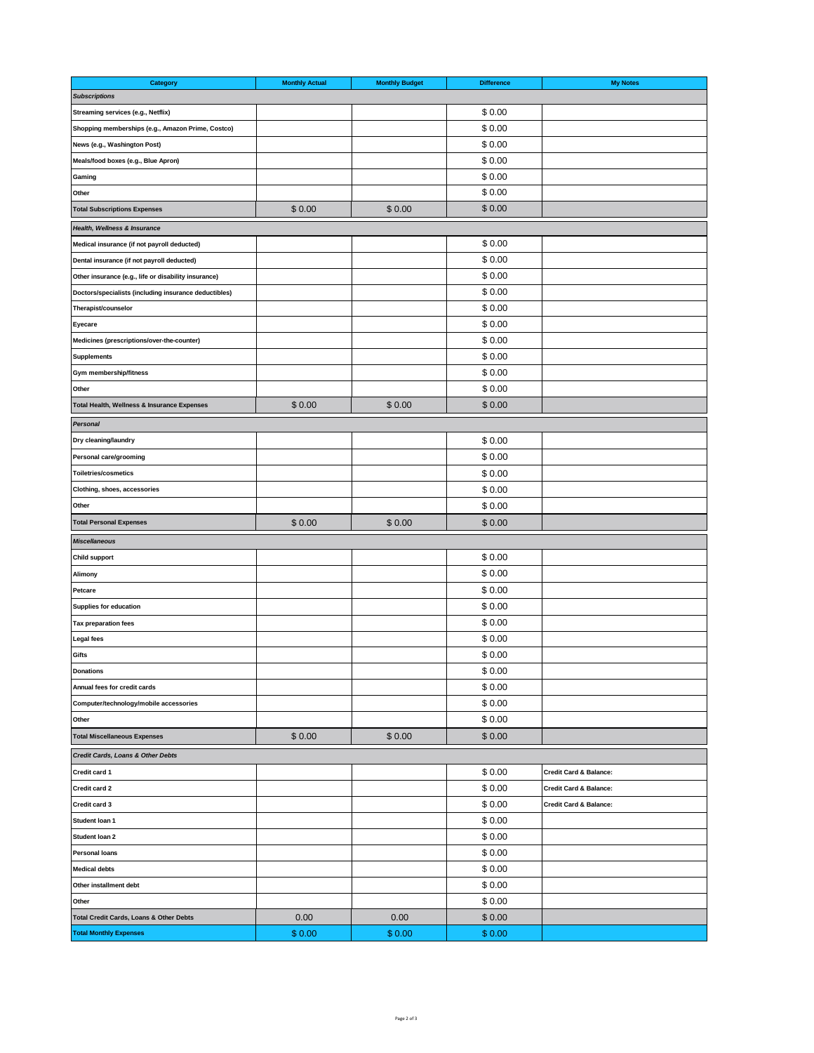| Category | Monthly Actual | Monthly Budget | Difference | My Notes |
|---|---|---|---|---|
| ***Subscriptions*** | | | | |
| Streaming services (e.g., Netflix) | | | $ 0.00 | |
| Shopping memberships (e.g., Amazon Prime, Costco) | | | $ 0.00 | |
| News (e.g., Washington Post) | | | $ 0.00 | |
| Meals/food boxes (e.g., Blue Apron) | | | $ 0.00 | |
| Gaming | | | $ 0.00 | |
| Other | | | $ 0.00 | |
| **Total Subscriptions Expenses** | $ 0.00 | $ 0.00 | $ 0.00 | |
| ***Health, Wellness & Insurance*** | | | | |
| Medical insurance (if not payroll deducted) | | | $ 0.00 | |
| Dental insurance (if not payroll deducted) | | | $ 0.00 | |
| Other insurance (e.g., life or disability insurance) | | | $ 0.00 | |
| Doctors/specialists (including insurance deductibles) | | | $ 0.00 | |
| Therapist/counselor | | | $ 0.00 | |
| Eyecare | | | $ 0.00 | |
| Medicines (prescriptions/over-the-counter) | | | $ 0.00 | |
| Supplements | | | $ 0.00 | |
| Gym membership/fitness | | | $ 0.00 | |
| Other | | | $ 0.00 | |
| **Total Health, Wellness & Insurance Expenses** | $ 0.00 | $ 0.00 | $ 0.00 | |
| ***Personal*** | | | | |
| Dry cleaning/laundry | | | $ 0.00 | |
| Personal care/grooming | | | $ 0.00 | |
| Toiletries/cosmetics | | | $ 0.00 | |
| Clothing, shoes, accessories | | | $ 0.00 | |
| Other | | | $ 0.00 | |
| **Total Personal Expenses** | $ 0.00 | $ 0.00 | $ 0.00 | |
| ***Miscellaneous*** | | | | |
| Child support | | | $ 0.00 | |
| Alimony | | | $ 0.00 | |
| Petcare | | | $ 0.00 | |
| Supplies for education | | | $ 0.00 | |
| Tax preparation fees | | | $ 0.00 | |
| Legal fees | | | $ 0.00 | |
| Gifts | | | $ 0.00 | |
| Donations | | | $ 0.00 | |
| Annual fees for credit cards | | | $ 0.00 | |
| Computer/technology/mobile accessories | | | $ 0.00 | |
| Other | | | $ 0.00 | |
| **Total Miscellaneous Expenses** | $ 0.00 | $ 0.00 | $ 0.00 | |
| ***Credit Cards, Loans & Other Debts*** | | | | |
| Credit card 1 | | | $ 0.00 | Credit Card & Balance: |
| Credit card 2 | | | $ 0.00 | Credit Card & Balance: |
| Credit card 3 | | | $ 0.00 | Credit Card & Balance: |
| Student loan 1 | | | $ 0.00 | |
| Student loan 2 | | | $ 0.00 | |
| Personal loans | | | $ 0.00 | |
| Medical debts | | | $ 0.00 | |
| Other installment debt | | | $ 0.00 | |
| Other | | | $ 0.00 | |
| **Total Credit Cards, Loans & Other Debts** | 0.00 | 0.00 | $ 0.00 | |
| **Total Monthly Expenses** | $ 0.00 | $ 0.00 | $ 0.00 | |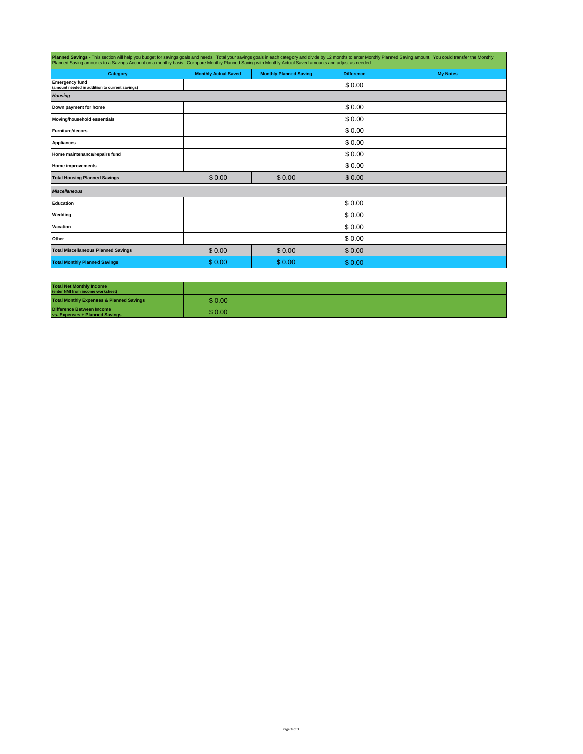**Planned Savings** - This section will help you budget for savings goals and needs. Total your savings goals in each category and divide by 12 months to enter Monthly Planned Saving amount. You could transfer the Monthly Planned Saving amounts to a Savings Account on a monthly basis. Compare Monthly Planned Saving with Monthly Actual Saved amounts and adjust as needed.

| Category | Monthly Actual Saved | Monthly Planned Saving | Difference | My Notes |
|---|---|---|---|---|
| **Emergency fund** (amount needed in addition to current savings) | | | $ 0.00 | |
| ***Housing*** | | | | |
| **Down payment for home** | | | $ 0.00 | |
| **Moving/household essentials** | | | $ 0.00 | |
| **Furniture/decors** | | | $ 0.00 | |
| **Appliances** | | | $ 0.00 | |
| **Home maintenance/repairs fund** | | | $ 0.00 | |
| **Home improvements** | | | $ 0.00 | |
| **Total Housing Planned Savings** | $ 0.00 | $ 0.00 | $ 0.00 | |
| ***Miscellaneous*** | | | | |
| **Education** | | | $ 0.00 | |
| **Wedding** | | | $ 0.00 | |
| **Vacation** | | | $ 0.00 | |
| **Other** | | | $ 0.00 | |
| **Total Miscellaneous Planned Savings** | $ 0.00 | $ 0.00 | $ 0.00 | |
| **Total Monthly Planned Savings** | $ 0.00 | $ 0.00 | $ 0.00 | |

| | | | | |
|---|---|---|---|---|
| **Total Net Monthly Income** (enter NMI from income worksheet) | | | | |
| **Total Monthly Expenses & Planned Savings** | $ 0.00 | | | |
| **Difference Between Income vs. Expenses + Planned Savings** | $ 0.00 | | | |